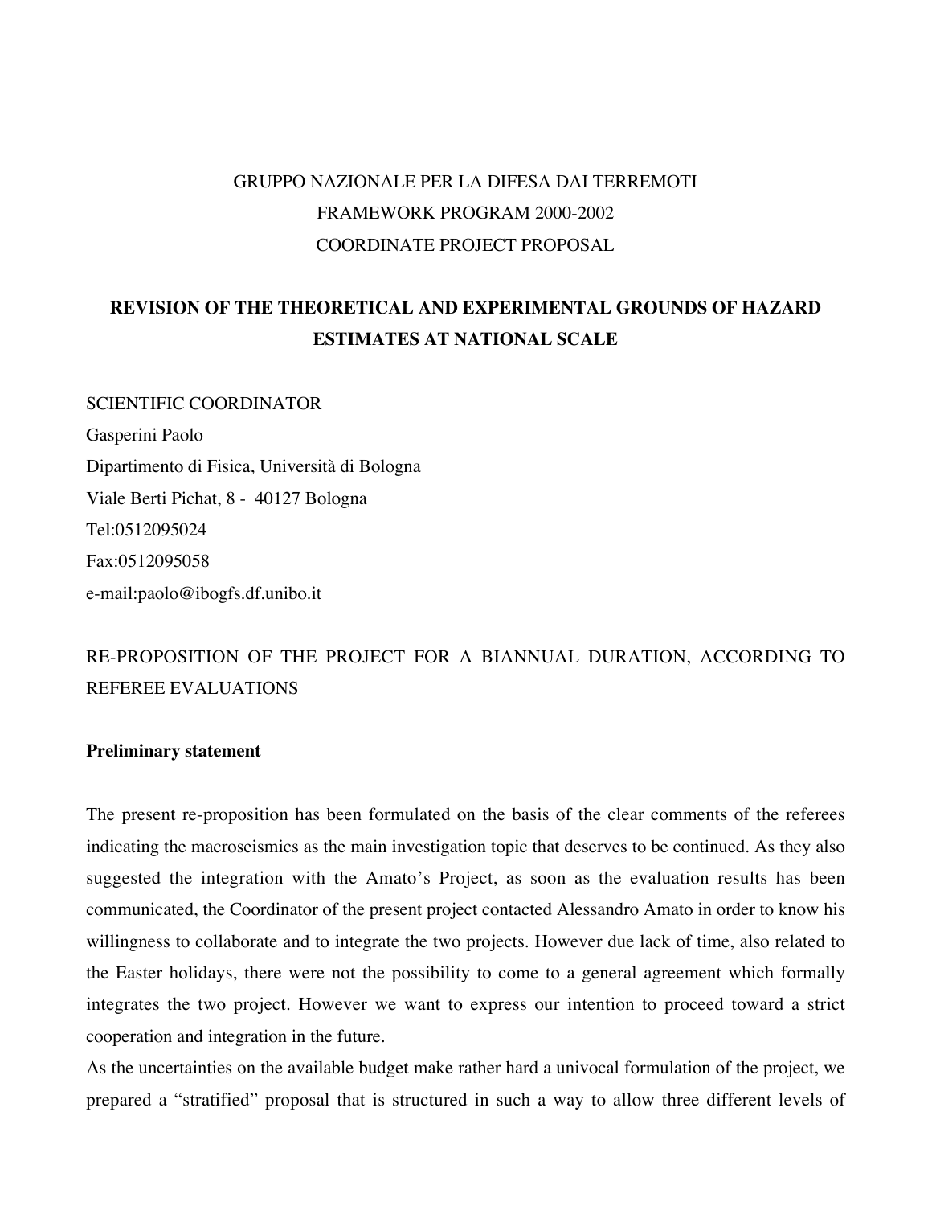GRUPPO NAZIONALE PER LA DIFESA DAI TERREMOTI

FRAMEWORK PROGRAM 2000-2002

COORDINATE PROJECT PROPOSAL

# REVISION OF THE THEORETICAL AND EXPERIMENTAL GROUNDS OF HAZARD ESTIMATES AT NATIONAL SCALE

SCIENTIFIC COORDINATOR

Gasperini Paolo

Dipartimento di Fisica, Università di Bologna

Viale Berti Pichat, 8 - 40127 Bologna

Tel:0512095024

Fax:0512095058

e-mail:paolo@ibogfs.df.unibo.it

RE-PROPOSITION OF THE PROJECT FOR A BIANNUAL DURATION, ACCORDING TO REFEREE EVALUATIONS

**Preliminary statement**

The present re-proposition has been formulated on the basis of the clear comments of the referees indicating the macroseismics as the main investigation topic that deserves to be continued. As they also suggested the integration with the Amato's Project, as soon as the evaluation results has been communicated, the Coordinator of the present project contacted Alessandro Amato in order to know his willingness to collaborate and to integrate the two projects. However due lack of time, also related to the Easter holidays, there were not the possibility to come to a general agreement which formally integrates the two project. However we want to express our intention to proceed toward a strict cooperation and integration in the future.

As the uncertainties on the available budget make rather hard a univocal formulation of the project, we prepared a "stratified" proposal that is structured in such a way to allow three different levels of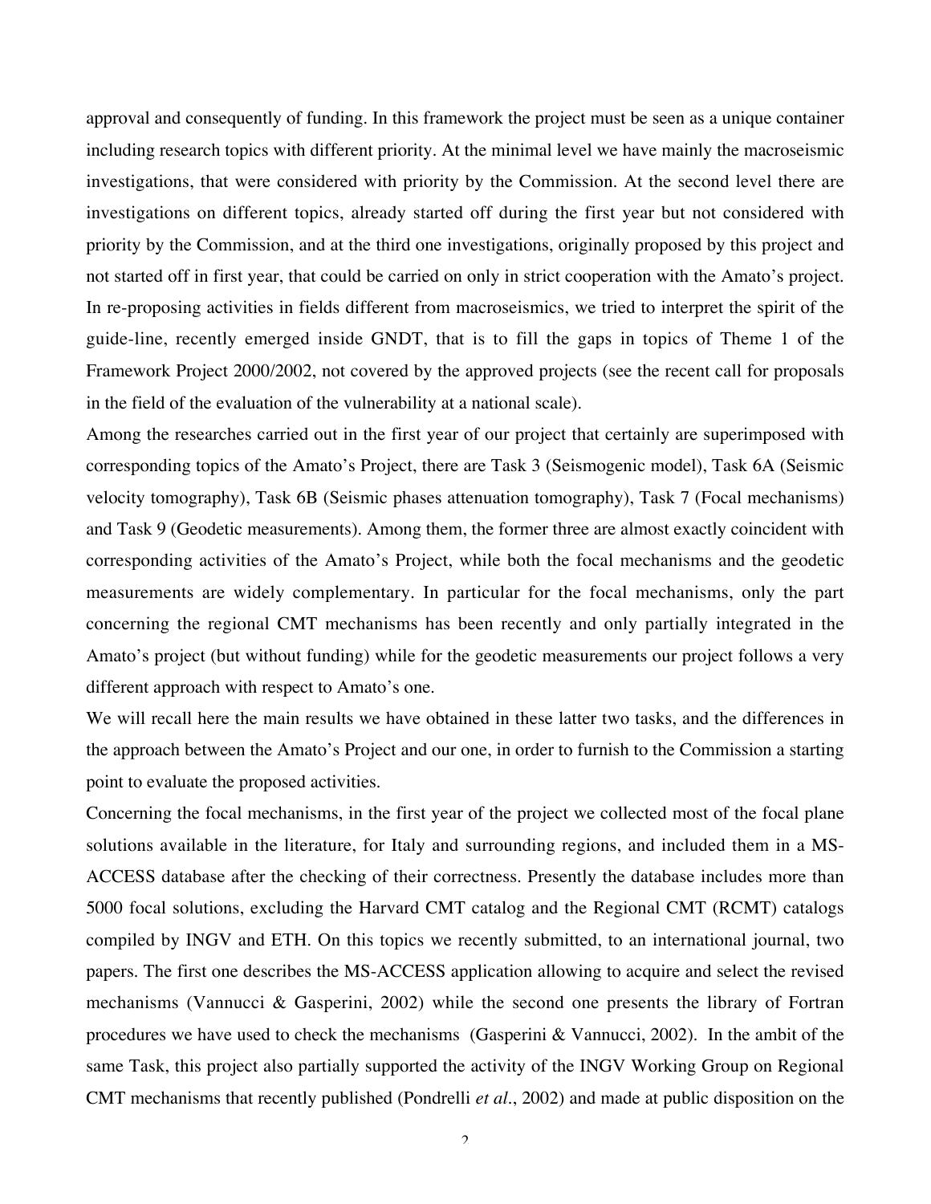approval and consequently of funding. In this framework the project must be seen as a unique container including research topics with different priority. At the minimal level we have mainly the macroseismic investigations, that were considered with priority by the Commission. At the second level there are investigations on different topics, already started off during the first year but not considered with priority by the Commission, and at the third one investigations, originally proposed by this project and not started off in first year, that could be carried on only in strict cooperation with the Amato's project. In re-proposing activities in fields different from macroseismics, we tried to interpret the spirit of the guide-line, recently emerged inside GNDT, that is to fill the gaps in topics of Theme 1 of the Framework Project 2000/2002, not covered by the approved projects (see the recent call for proposals in the field of the evaluation of the vulnerability at a national scale).

Among the researches carried out in the first year of our project that certainly are superimposed with corresponding topics of the Amato's Project, there are Task 3 (Seismogenic model), Task 6A (Seismic velocity tomography), Task 6B (Seismic phases attenuation tomography), Task 7 (Focal mechanisms) and Task 9 (Geodetic measurements). Among them, the former three are almost exactly coincident with corresponding activities of the Amato's Project, while both the focal mechanisms and the geodetic measurements are widely complementary. In particular for the focal mechanisms, only the part concerning the regional CMT mechanisms has been recently and only partially integrated in the Amato's project (but without funding) while for the geodetic measurements our project follows a very different approach with respect to Amato's one.

We will recall here the main results we have obtained in these latter two tasks, and the differences in the approach between the Amato's Project and our one, in order to furnish to the Commission a starting point to evaluate the proposed activities.

Concerning the focal mechanisms, in the first year of the project we collected most of the focal plane solutions available in the literature, for Italy and surrounding regions, and included them in a MS-ACCESS database after the checking of their correctness. Presently the database includes more than 5000 focal solutions, excluding the Harvard CMT catalog and the Regional CMT (RCMT) catalogs compiled by INGV and ETH. On this topics we recently submitted, to an international journal, two papers. The first one describes the MS-ACCESS application allowing to acquire and select the revised mechanisms (Vannucci & Gasperini, 2002) while the second one presents the library of Fortran procedures we have used to check the mechanisms (Gasperini & Vannucci, 2002). In the ambit of the same Task, this project also partially supported the activity of the INGV Working Group on Regional CMT mechanisms that recently published (Pondrelli *et al.*, 2002) and made at public disposition on the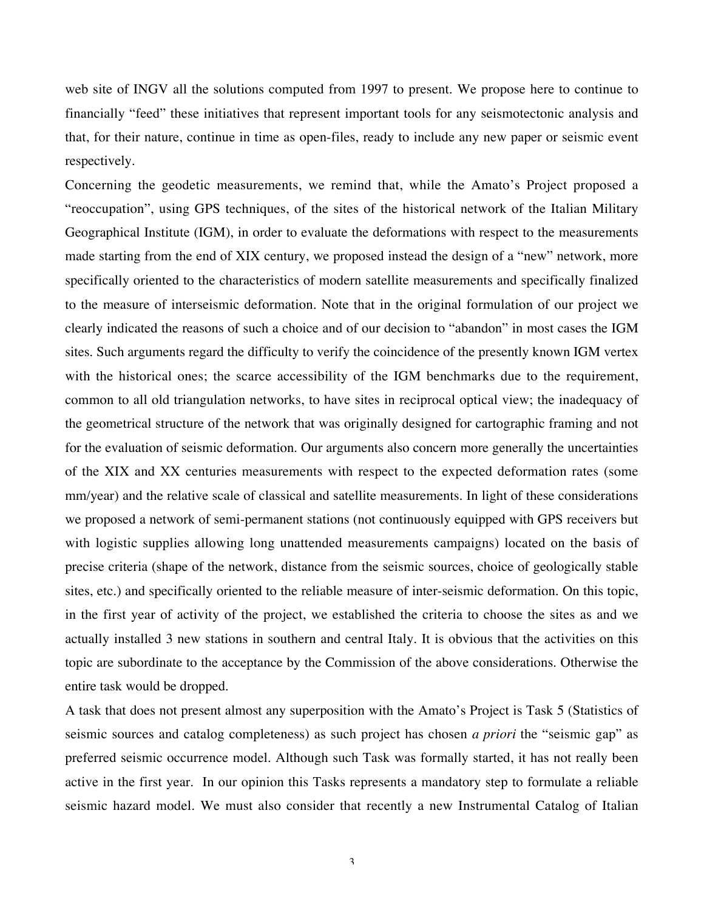web site of INGV all the solutions computed from 1997 to present. We propose here to continue to financially "feed" these initiatives that represent important tools for any seismotectonic analysis and that, for their nature, continue in time as open-files, ready to include any new paper or seismic event respectively.

Concerning the geodetic measurements, we remind that, while the Amato's Project proposed a "reoccupation", using GPS techniques, of the sites of the historical network of the Italian Military Geographical Institute (IGM), in order to evaluate the deformations with respect to the measurements made starting from the end of XIX century, we proposed instead the design of a "new" network, more specifically oriented to the characteristics of modern satellite measurements and specifically finalized to the measure of interseismic deformation. Note that in the original formulation of our project we clearly indicated the reasons of such a choice and of our decision to "abandon" in most cases the IGM sites. Such arguments regard the difficulty to verify the coincidence of the presently known IGM vertex with the historical ones; the scarce accessibility of the IGM benchmarks due to the requirement, common to all old triangulation networks, to have sites in reciprocal optical view; the inadequacy of the geometrical structure of the network that was originally designed for cartographic framing and not for the evaluation of seismic deformation. Our arguments also concern more generally the uncertainties of the XIX and XX centuries measurements with respect to the expected deformation rates (some mm/year) and the relative scale of classical and satellite measurements. In light of these considerations we proposed a network of semi-permanent stations (not continuously equipped with GPS receivers but with logistic supplies allowing long unattended measurements campaigns) located on the basis of precise criteria (shape of the network, distance from the seismic sources, choice of geologically stable sites, etc.) and specifically oriented to the reliable measure of inter-seismic deformation. On this topic, in the first year of activity of the project, we established the criteria to choose the sites as and we actually installed 3 new stations in southern and central Italy. It is obvious that the activities on this topic are subordinate to the acceptance by the Commission of the above considerations. Otherwise the entire task would be dropped.

A task that does not present almost any superposition with the Amato's Project is Task 5 (Statistics of seismic sources and catalog completeness) as such project has chosen *a priori* the "seismic gap" as preferred seismic occurrence model. Although such Task was formally started, it has not really been active in the first year. In our opinion this Tasks represents a mandatory step to formulate a reliable seismic hazard model. We must also consider that recently a new Instrumental Catalog of Italian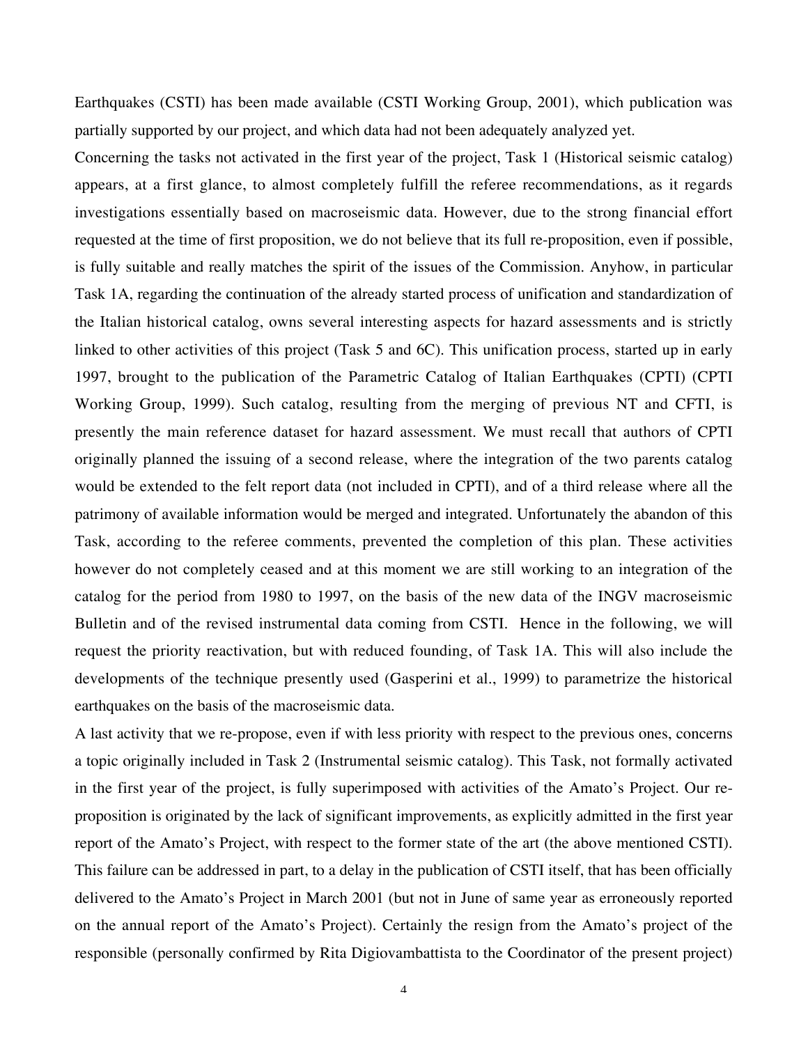Earthquakes (CSTI) has been made available (CSTI Working Group, 2001), which publication was partially supported by our project, and which data had not been adequately analyzed yet.

Concerning the tasks not activated in the first year of the project, Task 1 (Historical seismic catalog) appears, at a first glance, to almost completely fulfill the referee recommendations, as it regards investigations essentially based on macroseismic data. However, due to the strong financial effort requested at the time of first proposition, we do not believe that its full re-proposition, even if possible, is fully suitable and really matches the spirit of the issues of the Commission. Anyhow, in particular Task 1A, regarding the continuation of the already started process of unification and standardization of the Italian historical catalog, owns several interesting aspects for hazard assessments and is strictly linked to other activities of this project (Task 5 and 6C). This unification process, started up in early 1997, brought to the publication of the Parametric Catalog of Italian Earthquakes (CPTI) (CPTI Working Group, 1999). Such catalog, resulting from the merging of previous NT and CFTI, is presently the main reference dataset for hazard assessment. We must recall that authors of CPTI originally planned the issuing of a second release, where the integration of the two parents catalog would be extended to the felt report data (not included in CPTI), and of a third release where all the patrimony of available information would be merged and integrated. Unfortunately the abandon of this Task, according to the referee comments, prevented the completion of this plan. These activities however do not completely ceased and at this moment we are still working to an integration of the catalog for the period from 1980 to 1997, on the basis of the new data of the INGV macroseismic Bulletin and of the revised instrumental data coming from CSTI. Hence in the following, we will request the priority reactivation, but with reduced founding, of Task 1A. This will also include the developments of the technique presently used (Gasperini et al., 1999) to parametrize the historical earthquakes on the basis of the macroseismic data.

A last activity that we re-propose, even if with less priority with respect to the previous ones, concerns a topic originally included in Task 2 (Instrumental seismic catalog). This Task, not formally activated in the first year of the project, is fully superimposed with activities of the Amato's Project. Our re-proposition is originated by the lack of significant improvements, as explicitly admitted in the first year report of the Amato's Project, with respect to the former state of the art (the above mentioned CSTI). This failure can be addressed in part, to a delay in the publication of CSTI itself, that has been officially delivered to the Amato's Project in March 2001 (but not in June of same year as erroneously reported on the annual report of the Amato's Project). Certainly the resign from the Amato's project of the responsible (personally confirmed by Rita Digiovambattista to the Coordinator of the present project)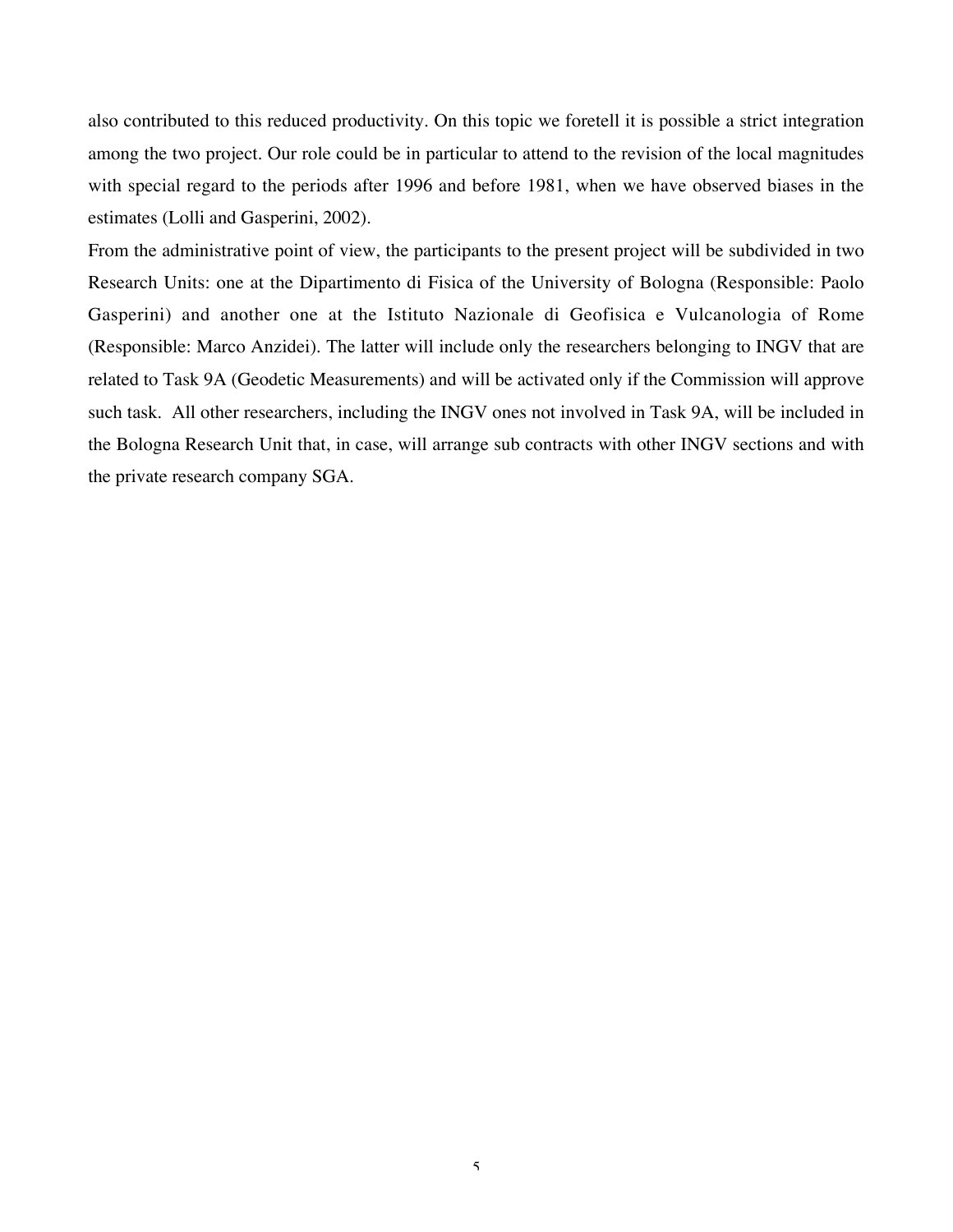also contributed to this reduced productivity. On this topic we foretell it is possible a strict integration among the two project. Our role could be in particular to attend to the revision of the local magnitudes with special regard to the periods after 1996 and before 1981, when we have observed biases in the estimates (Lolli and Gasperini, 2002).

From the administrative point of view, the participants to the present project will be subdivided in two Research Units: one at the Dipartimento di Fisica of the University of Bologna (Responsible: Paolo Gasperini) and another one at the Istituto Nazionale di Geofisica e Vulcanologia of Rome (Responsible: Marco Anzidei). The latter will include only the researchers belonging to INGV that are related to Task 9A (Geodetic Measurements) and will be activated only if the Commission will approve such task. All other researchers, including the INGV ones not involved in Task 9A, will be included in the Bologna Research Unit that, in case, will arrange sub contracts with other INGV sections and with the private research company SGA.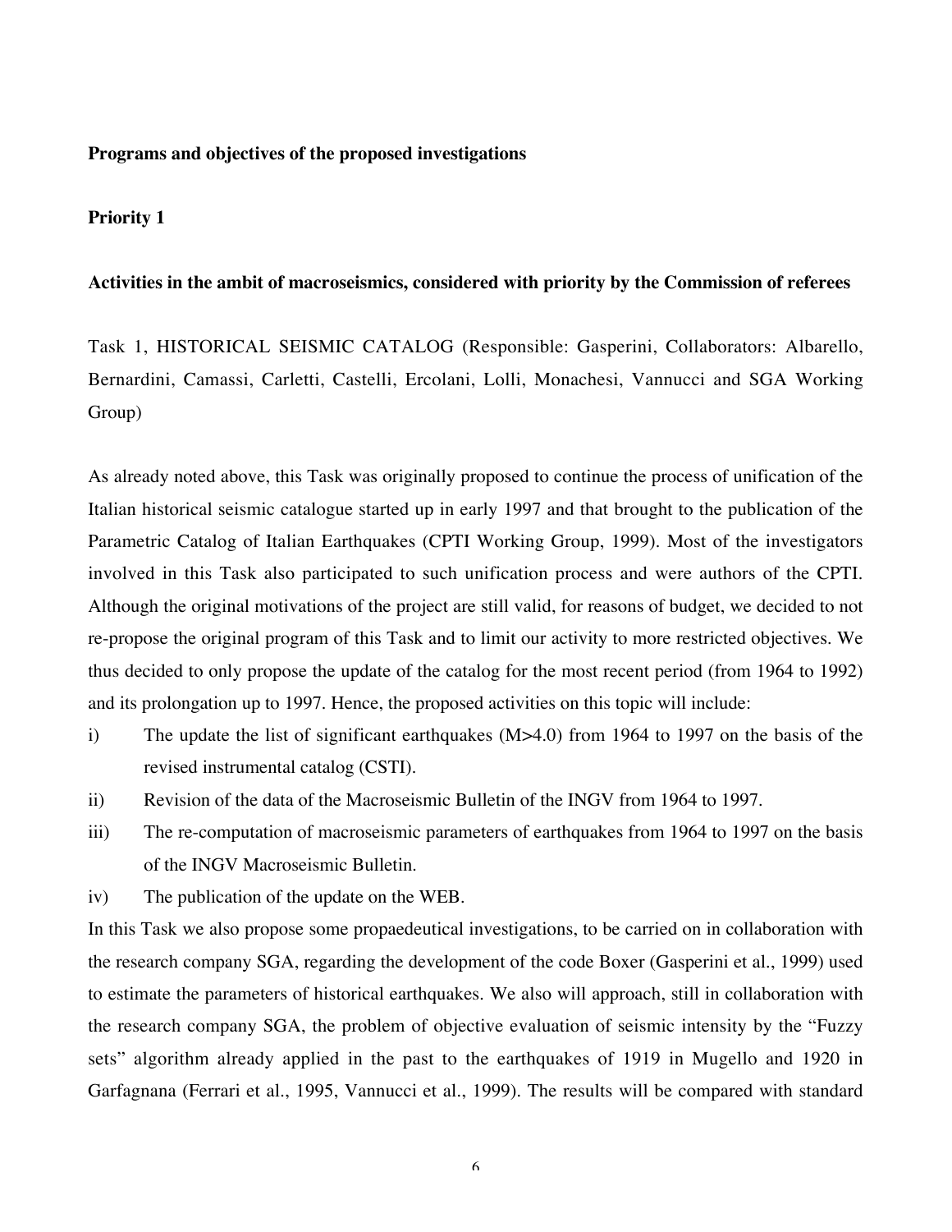**Programs and objectives of the proposed investigations**

**Priority 1**

**Activities in the ambit of macroseismics, considered with priority by the Commission of referees**

Task 1, HISTORICAL SEISMIC CATALOG (Responsible: Gasperini, Collaborators: Albarello, Bernardini, Camassi, Carletti, Castelli, Ercolani, Lolli, Monachesi, Vannucci and SGA Working Group)

As already noted above, this Task was originally proposed to continue the process of unification of the Italian historical seismic catalogue started up in early 1997 and that brought to the publication of the Parametric Catalog of Italian Earthquakes (CPTI Working Group, 1999). Most of the investigators involved in this Task also participated to such unification process and were authors of the CPTI. Although the original motivations of the project are still valid, for reasons of budget, we decided to not re-propose the original program of this Task and to limit our activity to more restricted objectives. We thus decided to only propose the update of the catalog for the most recent period (from 1964 to 1992) and its prolongation up to 1997. Hence, the proposed activities on this topic will include:

i) The update the list of significant earthquakes (M>4.0) from 1964 to 1997 on the basis of the revised instrumental catalog (CSTI).

ii) Revision of the data of the Macroseismic Bulletin of the INGV from 1964 to 1997.

iii) The re-computation of macroseismic parameters of earthquakes from 1964 to 1997 on the basis of the INGV Macroseismic Bulletin.

iv) The publication of the update on the WEB.

In this Task we also propose some propaedeutical investigations, to be carried on in collaboration with the research company SGA, regarding the development of the code Boxer (Gasperini et al., 1999) used to estimate the parameters of historical earthquakes. We also will approach, still in collaboration with the research company SGA, the problem of objective evaluation of seismic intensity by the "Fuzzy sets" algorithm already applied in the past to the earthquakes of 1919 in Mugello and 1920 in Garfagnana (Ferrari et al., 1995, Vannucci et al., 1999). The results will be compared with standard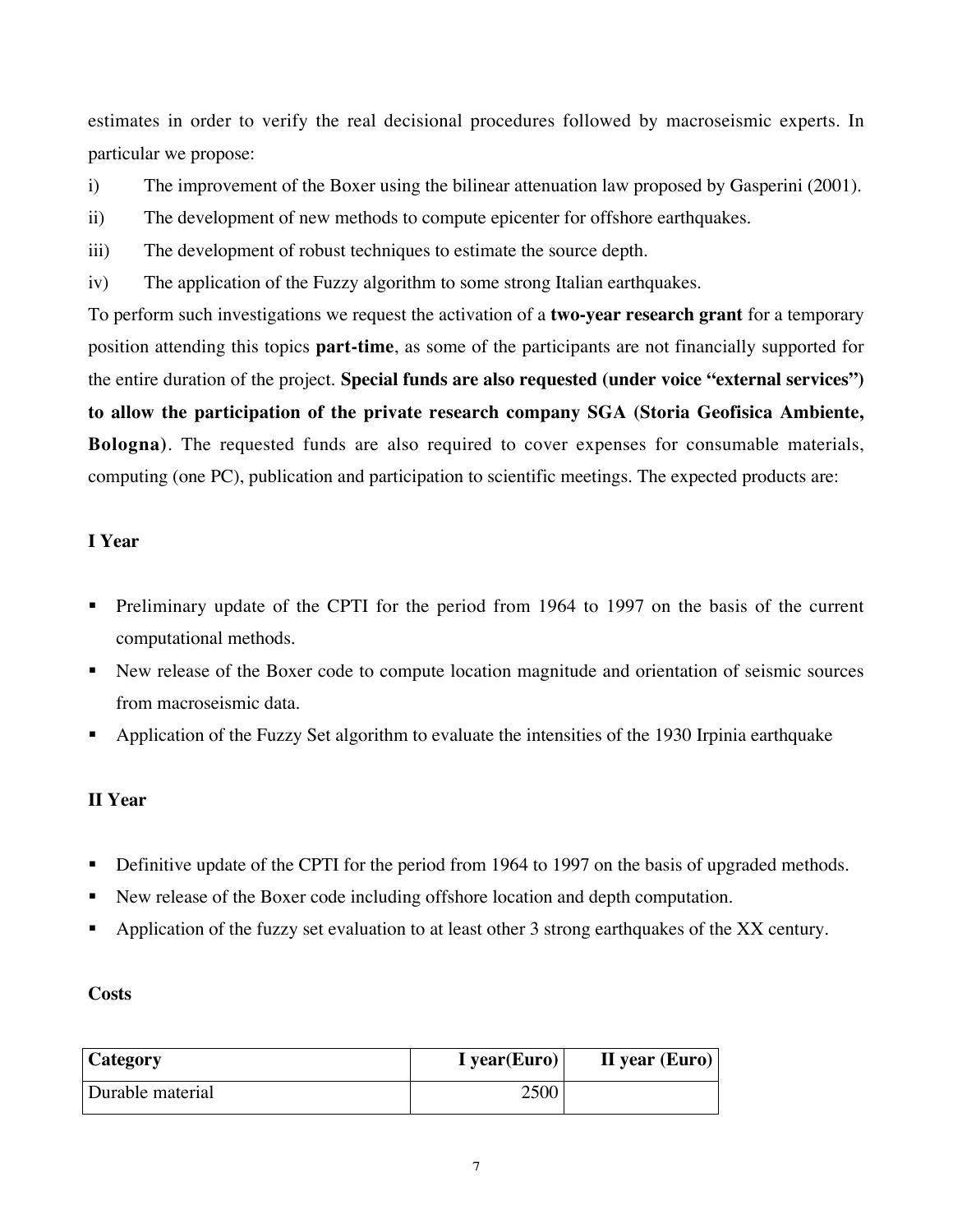estimates in order to verify the real decisional procedures followed by macroseismic experts. In particular we propose:

i) The improvement of the Boxer using the bilinear attenuation law proposed by Gasperini (2001).

ii) The development of new methods to compute epicenter for offshore earthquakes.

iii) The development of robust techniques to estimate the source depth.

iv) The application of the Fuzzy algorithm to some strong Italian earthquakes.

To perform such investigations we request the activation of a **two-year research grant** for a temporary position attending this topics **part-time**, as some of the participants are not financially supported for the entire duration of the project. **Special funds are also requested (under voice "external services") to allow the participation of the private research company SGA (Storia Geofisica Ambiente, Bologna)**. The requested funds are also required to cover expenses for consumable materials, computing (one PC), publication and participation to scientific meetings. The expected products are:

**I Year**

- Preliminary update of the CPTI for the period from 1964 to 1997 on the basis of the current computational methods.
- New release of the Boxer code to compute location magnitude and orientation of seismic sources from macroseismic data.
- Application of the Fuzzy Set algorithm to evaluate the intensities of the 1930 Irpinia earthquake

**II Year**

- Definitive update of the CPTI for the period from 1964 to 1997 on the basis of upgraded methods.
- New release of the Boxer code including offshore location and depth computation.
- Application of the fuzzy set evaluation to at least other 3 strong earthquakes of the XX century.

**Costs**

| Category | I year(Euro) | II year (Euro) |
|---|---|---|
| Durable material | 2500 | |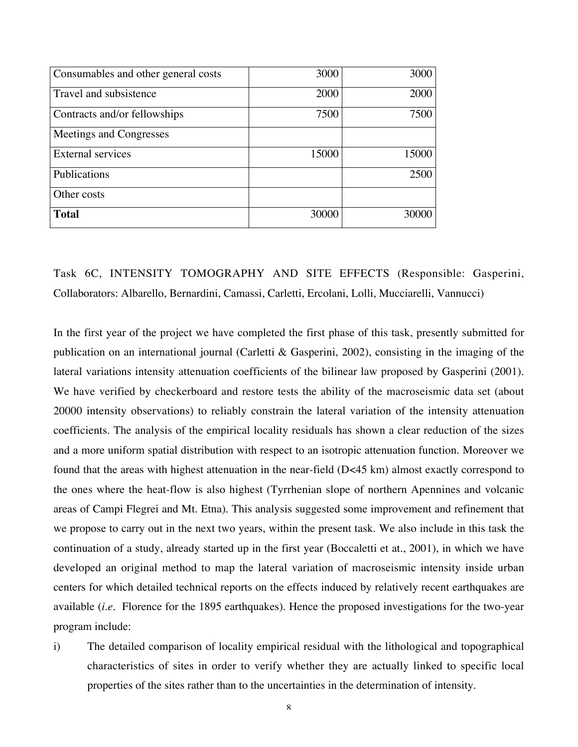| Consumables and other general costs | 3000 | 3000 |
|---|---|---|
| Travel and subsistence | 2000 | 2000 |
| Contracts and/or fellowships | 7500 | 7500 |
| Meetings and Congresses | | |
| External services | 15000 | 15000 |
| Publications | | 2500 |
| Other costs | | |
| **Total** | 30000 | 30000 |

Task 6C, INTENSITY TOMOGRAPHY AND SITE EFFECTS (Responsible: Gasperini, Collaborators: Albarello, Bernardini, Camassi, Carletti, Ercolani, Lolli, Mucciarelli, Vannucci)

In the first year of the project we have completed the first phase of this task, presently submitted for publication on an international journal (Carletti & Gasperini, 2002), consisting in the imaging of the lateral variations intensity attenuation coefficients of the bilinear law proposed by Gasperini (2001). We have verified by checkerboard and restore tests the ability of the macroseismic data set (about 20000 intensity observations) to reliably constrain the lateral variation of the intensity attenuation coefficients. The analysis of the empirical locality residuals has shown a clear reduction of the sizes and a more uniform spatial distribution with respect to an isotropic attenuation function. Moreover we found that the areas with highest attenuation in the near-field (D<45 km) almost exactly correspond to the ones where the heat-flow is also highest (Tyrrhenian slope of northern Apennines and volcanic areas of Campi Flegrei and Mt. Etna). This analysis suggested some improvement and refinement that we propose to carry out in the next two years, within the present task. We also include in this task the continuation of a study, already started up in the first year (Boccaletti et at., 2001), in which we have developed an original method to map the lateral variation of macroseismic intensity inside urban centers for which detailed technical reports on the effects induced by relatively recent earthquakes are available (*i.e.* Florence for the 1895 earthquakes). Hence the proposed investigations for the two-year program include:

i) The detailed comparison of locality empirical residual with the lithological and topographical characteristics of sites in order to verify whether they are actually linked to specific local properties of the sites rather than to the uncertainties in the determination of intensity.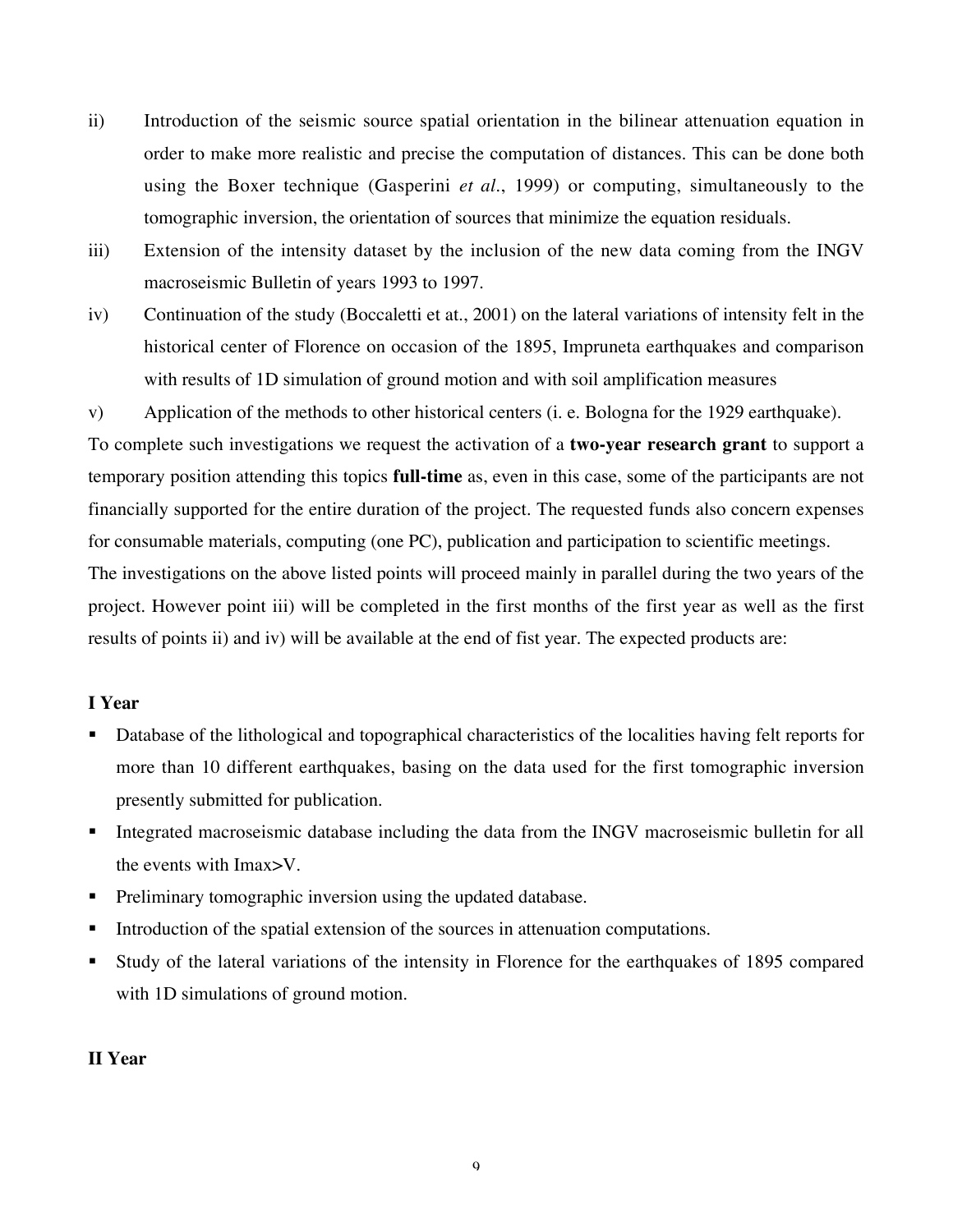ii) Introduction of the seismic source spatial orientation in the bilinear attenuation equation in order to make more realistic and precise the computation of distances. This can be done both using the Boxer technique (Gasperini *et al.*, 1999) or computing, simultaneously to the tomographic inversion, the orientation of sources that minimize the equation residuals.

iii) Extension of the intensity dataset by the inclusion of the new data coming from the INGV macroseismic Bulletin of years 1993 to 1997.

iv) Continuation of the study (Boccaletti et at., 2001) on the lateral variations of intensity felt in the historical center of Florence on occasion of the 1895, Impruneta earthquakes and comparison with results of 1D simulation of ground motion and with soil amplification measures

v) Application of the methods to other historical centers (i. e. Bologna for the 1929 earthquake).

To complete such investigations we request the activation of a **two-year research grant** to support a temporary position attending this topics **full-time** as, even in this case, some of the participants are not financially supported for the entire duration of the project. The requested funds also concern expenses for consumable materials, computing (one PC), publication and participation to scientific meetings.

The investigations on the above listed points will proceed mainly in parallel during the two years of the project. However point iii) will be completed in the first months of the first year as well as the first results of points ii) and iv) will be available at the end of fist year. The expected products are:

**I Year**

- Database of the lithological and topographical characteristics of the localities having felt reports for more than 10 different earthquakes, basing on the data used for the first tomographic inversion presently submitted for publication.
- Integrated macroseismic database including the data from the INGV macroseismic bulletin for all the events with Imax>V.
- Preliminary tomographic inversion using the updated database.
- Introduction of the spatial extension of the sources in attenuation computations.
- Study of the lateral variations of the intensity in Florence for the earthquakes of 1895 compared with 1D simulations of ground motion.

**II Year**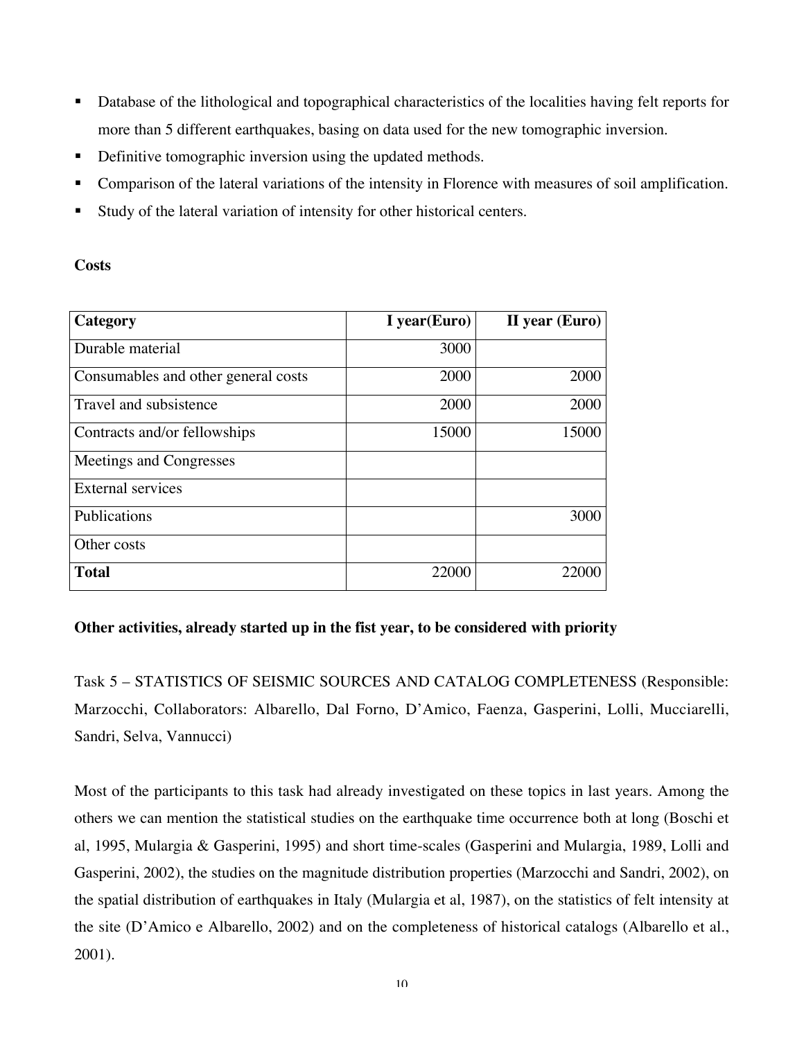- Database of the lithological and topographical characteristics of the localities having felt reports for more than 5 different earthquakes, basing on data used for the new tomographic inversion.
- Definitive tomographic inversion using the updated methods.
- Comparison of the lateral variations of the intensity in Florence with measures of soil amplification.
- Study of the lateral variation of intensity for other historical centers.

**Costs**

| **Category** | **I year(Euro)** | **II year (Euro)** |
|---|---:|---:|
| Durable material | 3000 | |
| Consumables and other general costs | 2000 | 2000 |
| Travel and subsistence | 2000 | 2000 |
| Contracts and/or fellowships | 15000 | 15000 |
| Meetings and Congresses | | |
| External services | | |
| Publications | | 3000 |
| Other costs | | |
| **Total** | 22000 | 22000 |

**Other activities, already started up in the fist year, to be considered with priority**

Task 5 – STATISTICS OF SEISMIC SOURCES AND CATALOG COMPLETENESS (Responsible: Marzocchi, Collaborators: Albarello, Dal Forno, D'Amico, Faenza, Gasperini, Lolli, Mucciarelli, Sandri, Selva, Vannucci)

Most of the participants to this task had already investigated on these topics in last years. Among the others we can mention the statistical studies on the earthquake time occurrence both at long (Boschi et al, 1995, Mulargia & Gasperini, 1995) and short time-scales (Gasperini and Mulargia, 1989, Lolli and Gasperini, 2002), the studies on the magnitude distribution properties (Marzocchi and Sandri, 2002), on the spatial distribution of earthquakes in Italy (Mulargia et al, 1987), on the statistics of felt intensity at the site (D'Amico e Albarello, 2002) and on the completeness of historical catalogs (Albarello et al., 2001).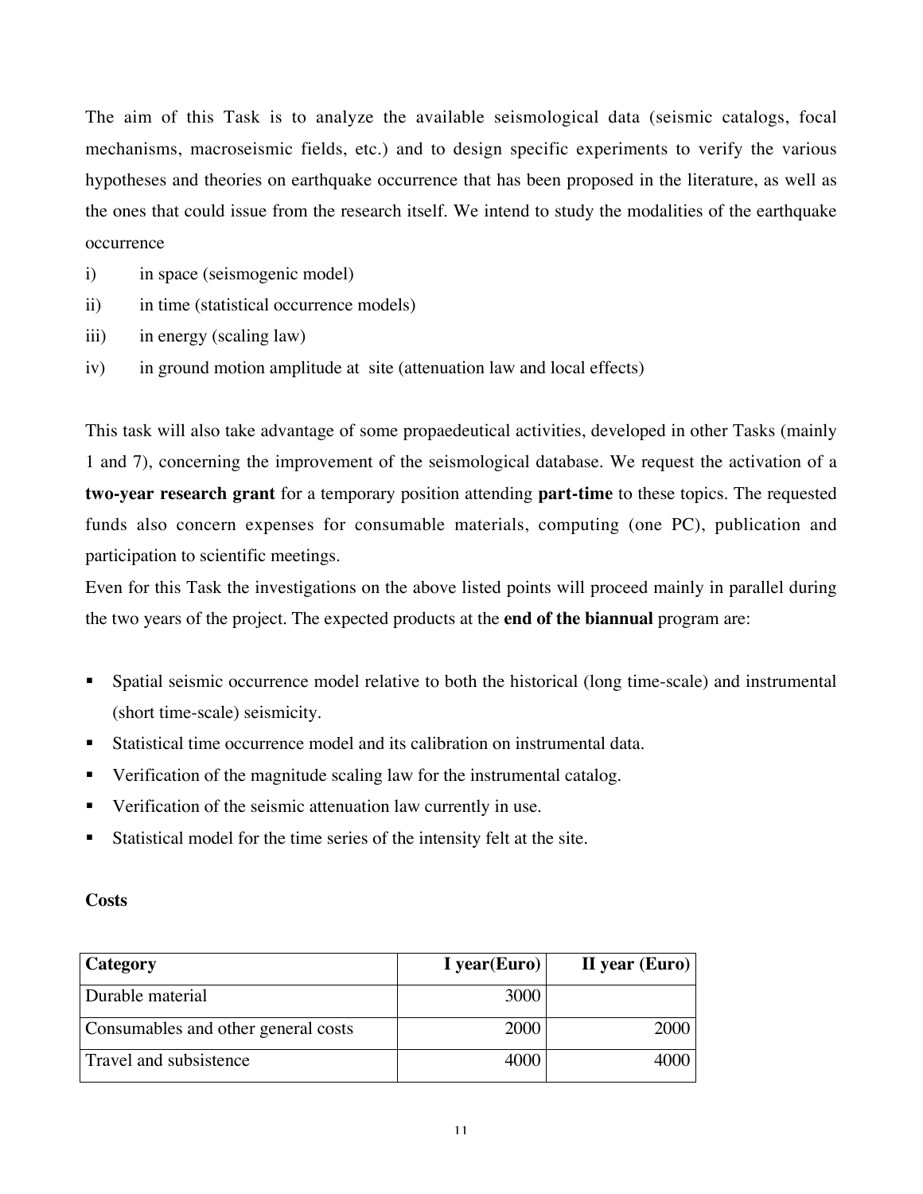The aim of this Task is to analyze the available seismological data (seismic catalogs, focal mechanisms, macroseismic fields, etc.) and to design specific experiments to verify the various hypotheses and theories on earthquake occurrence that has been proposed in the literature, as well as the ones that could issue from the research itself. We intend to study the modalities of the earthquake occurrence

i) in space (seismogenic model)
ii) in time (statistical occurrence models)
iii) in energy (scaling law)
iv) in ground motion amplitude at site (attenuation law and local effects)

This task will also take advantage of some propaedeutical activities, developed in other Tasks (mainly 1 and 7), concerning the improvement of the seismological database. We request the activation of a **two-year research grant** for a temporary position attending **part-time** to these topics. The requested funds also concern expenses for consumable materials, computing (one PC), publication and participation to scientific meetings.

Even for this Task the investigations on the above listed points will proceed mainly in parallel during the two years of the project. The expected products at the **end of the biannual** program are:

- Spatial seismic occurrence model relative to both the historical (long time-scale) and instrumental (short time-scale) seismicity.
- Statistical time occurrence model and its calibration on instrumental data.
- Verification of the magnitude scaling law for the instrumental catalog.
- Verification of the seismic attenuation law currently in use.
- Statistical model for the time series of the intensity felt at the site.

**Costs**

| **Category** | **I year(Euro)** | **II year (Euro)** |
|---|---:|---:|
| Durable material | 3000 | |
| Consumables and other general costs | 2000 | 2000 |
| Travel and subsistence | 4000 | 4000 |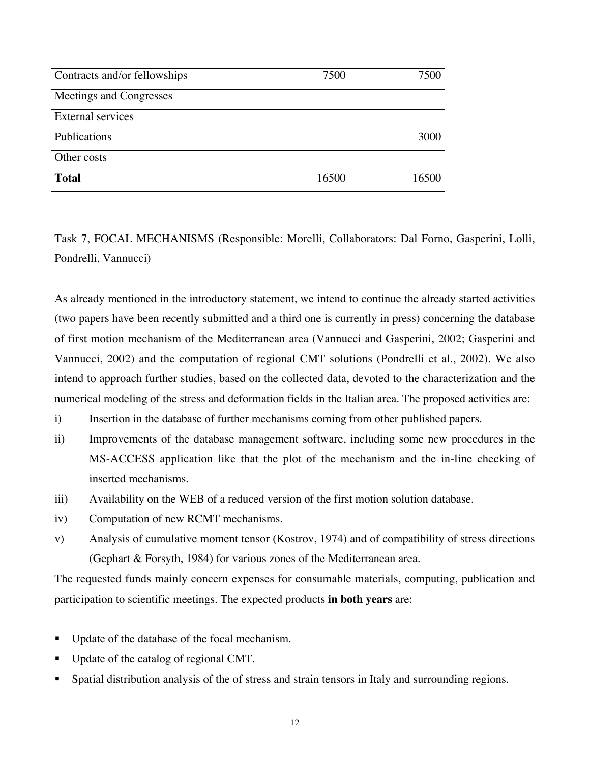| Contracts and/or fellowships | 7500 | 7500 |
| --- | --- | --- |
| Meetings and Congresses | | |
| External services | | |
| Publications | | 3000 |
| Other costs | | |
| **Total** | 16500 | 16500 |

Task 7, FOCAL MECHANISMS (Responsible: Morelli, Collaborators: Dal Forno, Gasperini, Lolli, Pondrelli, Vannucci)

As already mentioned in the introductory statement, we intend to continue the already started activities (two papers have been recently submitted and a third one is currently in press) concerning the database of first motion mechanism of the Mediterranean area (Vannucci and Gasperini, 2002; Gasperini and Vannucci, 2002) and the computation of regional CMT solutions (Pondrelli et al., 2002). We also intend to approach further studies, based on the collected data, devoted to the characterization and the numerical modeling of the stress and deformation fields in the Italian area. The proposed activities are:

i) Insertion in the database of further mechanisms coming from other published papers.

ii) Improvements of the database management software, including some new procedures in the MS-ACCESS application like that the plot of the mechanism and the in-line checking of inserted mechanisms.

iii) Availability on the WEB of a reduced version of the first motion solution database.

iv) Computation of new RCMT mechanisms.

v) Analysis of cumulative moment tensor (Kostrov, 1974) and of compatibility of stress directions (Gephart & Forsyth, 1984) for various zones of the Mediterranean area.

The requested funds mainly concern expenses for consumable materials, computing, publication and participation to scientific meetings. The expected products **in both years** are:

- Update of the database of the focal mechanism.
- Update of the catalog of regional CMT.
- Spatial distribution analysis of the of stress and strain tensors in Italy and surrounding regions.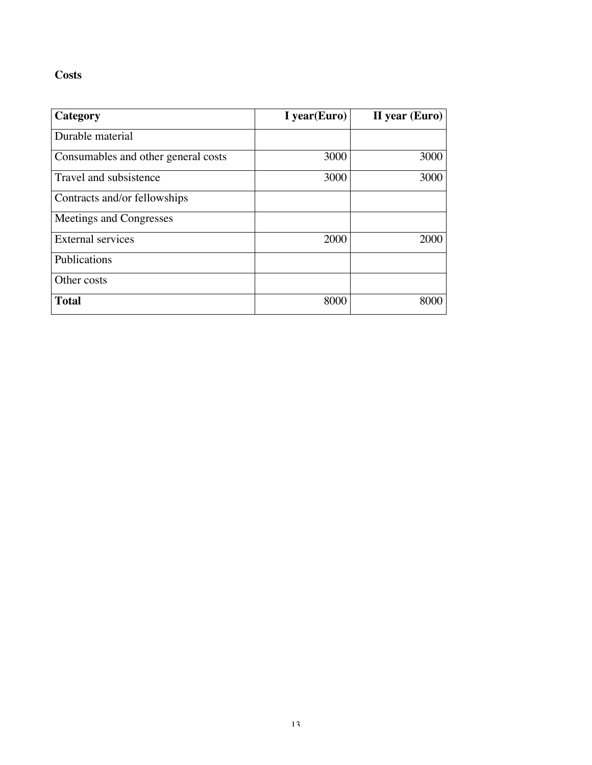**Costs**

| **Category** | **I year(Euro)** | **II year (Euro)** |
|---|---:|---:|
| Durable material | | |
| Consumables and other general costs | 3000 | 3000 |
| Travel and subsistence | 3000 | 3000 |
| Contracts and/or fellowships | | |
| Meetings and Congresses | | |
| External services | 2000 | 2000 |
| Publications | | |
| Other costs | | |
| **Total** | 8000 | 8000 |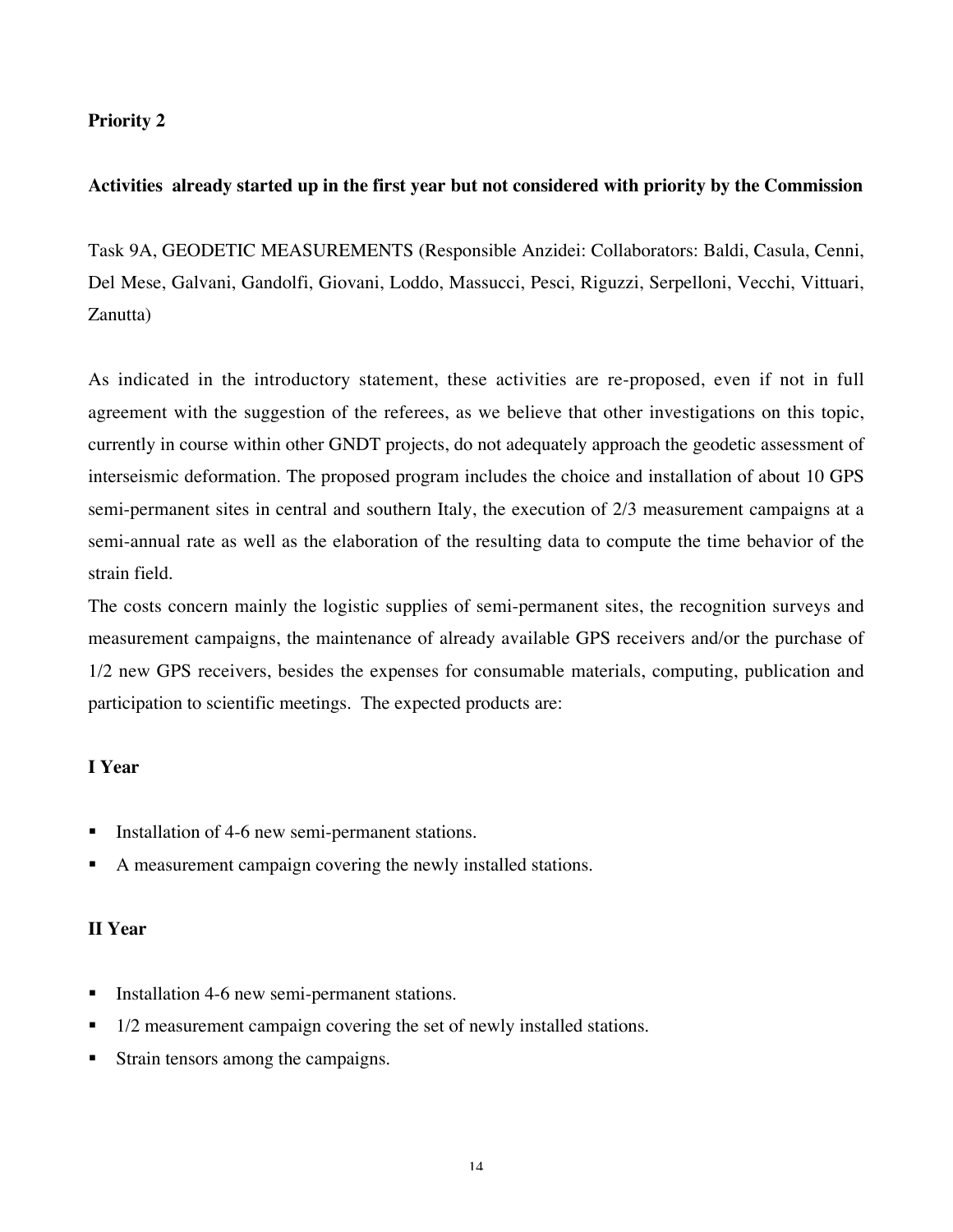**Priority 2**

**Activities  already started up in the first year but not considered with priority by the Commission**

Task 9A, GEODETIC MEASUREMENTS (Responsible Anzidei: Collaborators: Baldi, Casula, Cenni, Del Mese, Galvani, Gandolfi, Giovani, Loddo, Massucci, Pesci, Riguzzi, Serpelloni, Vecchi, Vittuari, Zanutta)

As indicated in the introductory statement, these activities are re-proposed, even if not in full agreement with the suggestion of the referees, as we believe that other investigations on this topic, currently in course within other GNDT projects, do not adequately approach the geodetic assessment of interseismic deformation. The proposed program includes the choice and installation of about 10 GPS semi-permanent sites in central and southern Italy, the execution of 2/3 measurement campaigns at a semi-annual rate as well as the elaboration of the resulting data to compute the time behavior of the strain field.

The costs concern mainly the logistic supplies of semi-permanent sites, the recognition surveys and measurement campaigns, the maintenance of already available GPS receivers and/or the purchase of 1/2 new GPS receivers, besides the expenses for consumable materials, computing, publication and participation to scientific meetings.  The expected products are:

**I Year**

- Installation of 4-6 new semi-permanent stations.
- A measurement campaign covering the newly installed stations.

**II Year**

- Installation 4-6 new semi-permanent stations.
- 1/2 measurement campaign covering the set of newly installed stations.
- Strain tensors among the campaigns.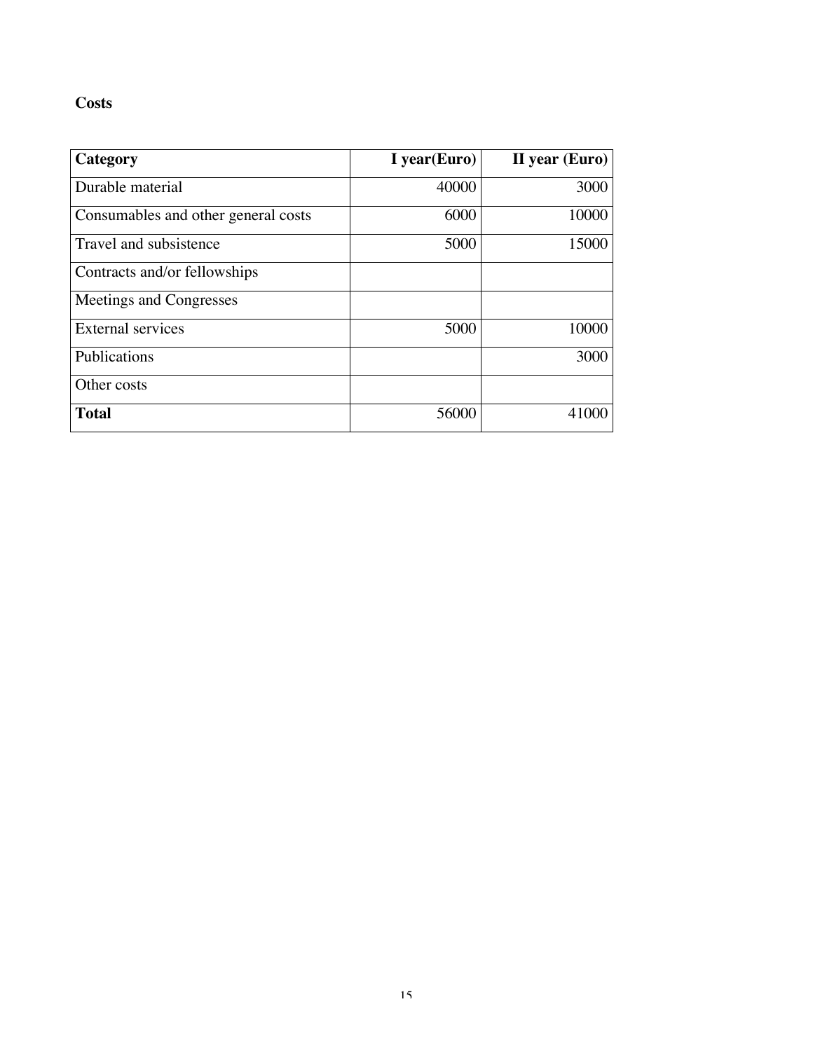**Costs**

| Category | I year(Euro) | II year (Euro) |
|---|---:|---:|
| Durable material | 40000 | 3000 |
| Consumables and other general costs | 6000 | 10000 |
| Travel and subsistence | 5000 | 15000 |
| Contracts and/or fellowships | | |
| Meetings and Congresses | | |
| External services | 5000 | 10000 |
| Publications | | 3000 |
| Other costs | | |
| **Total** | 56000 | 41000 |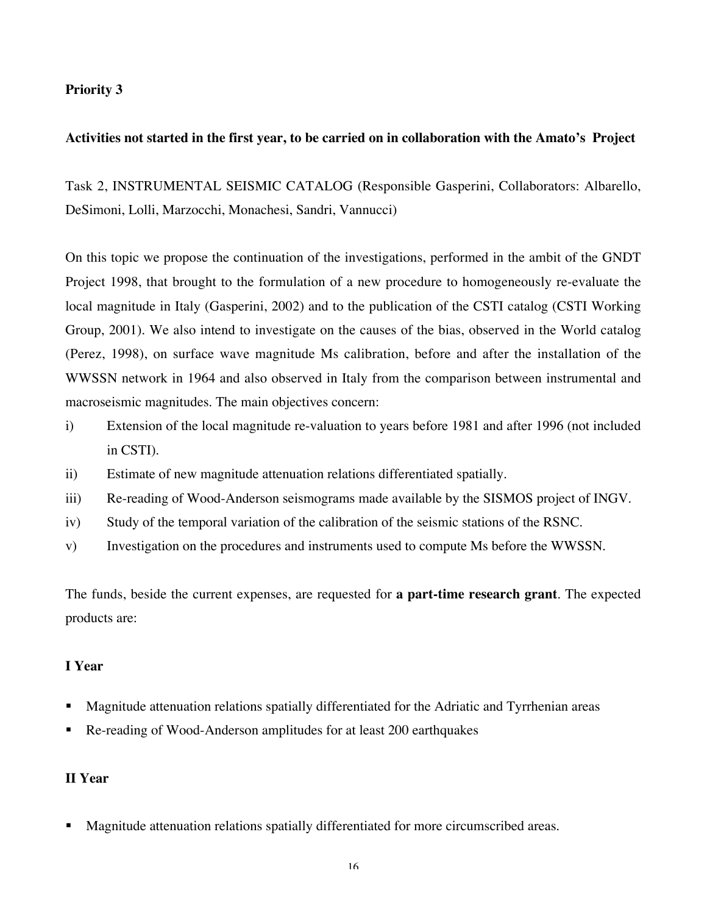**Priority 3**

**Activities not started in the first year, to be carried on in collaboration with the Amato's Project**

Task 2, INSTRUMENTAL SEISMIC CATALOG (Responsible Gasperini, Collaborators: Albarello, DeSimoni, Lolli, Marzocchi, Monachesi, Sandri, Vannucci)

On this topic we propose the continuation of the investigations, performed in the ambit of the GNDT Project 1998, that brought to the formulation of a new procedure to homogeneously re-evaluate the local magnitude in Italy (Gasperini, 2002) and to the publication of the CSTI catalog (CSTI Working Group, 2001). We also intend to investigate on the causes of the bias, observed in the World catalog (Perez, 1998), on surface wave magnitude Ms calibration, before and after the installation of the WWSSN network in 1964 and also observed in Italy from the comparison between instrumental and macroseismic magnitudes. The main objectives concern:

i) Extension of the local magnitude re-valuation to years before 1981 and after 1996 (not included in CSTI).
ii) Estimate of new magnitude attenuation relations differentiated spatially.
iii) Re-reading of Wood-Anderson seismograms made available by the SISMOS project of INGV.
iv) Study of the temporal variation of the calibration of the seismic stations of the RSNC.
v) Investigation on the procedures and instruments used to compute Ms before the WWSSN.

The funds, beside the current expenses, are requested for **a part-time research grant**. The expected products are:

**I Year**

- Magnitude attenuation relations spatially differentiated for the Adriatic and Tyrrhenian areas
- Re-reading of Wood-Anderson amplitudes for at least 200 earthquakes

**II Year**

- Magnitude attenuation relations spatially differentiated for more circumscribed areas.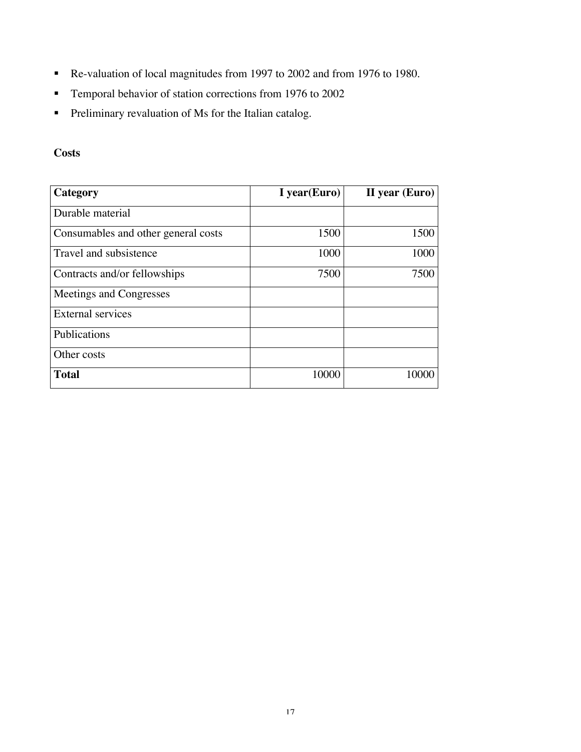- Re-valuation of local magnitudes from 1997 to 2002 and from 1976 to 1980.
- Temporal behavior of station corrections from 1976 to 2002
- Preliminary revaluation of Ms for the Italian catalog.

**Costs**

| **Category** | **I year(Euro)** | **II year (Euro)** |
|---|---|---|
| Durable material | | |
| Consumables and other general costs | 1500 | 1500 |
| Travel and subsistence | 1000 | 1000 |
| Contracts and/or fellowships | 7500 | 7500 |
| Meetings and Congresses | | |
| External services | | |
| Publications | | |
| Other costs | | |
| **Total** | 10000 | 10000 |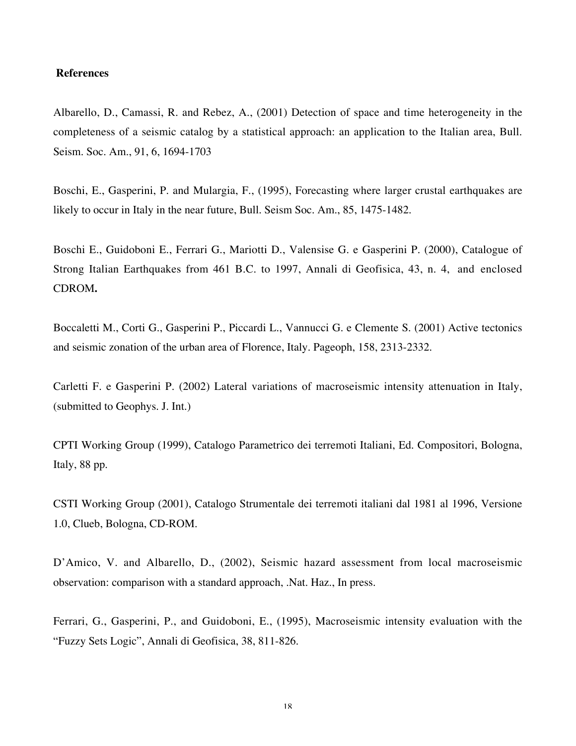## References

Albarello, D., Camassi, R. and Rebez, A., (2001) Detection of space and time heterogeneity in the completeness of a seismic catalog by a statistical approach: an application to the Italian area, Bull. Seism. Soc. Am., 91, 6, 1694-1703

Boschi, E., Gasperini, P. and Mulargia, F., (1995), Forecasting where larger crustal earthquakes are likely to occur in Italy in the near future, Bull. Seism Soc. Am., 85, 1475-1482.

Boschi E., Guidoboni E., Ferrari G., Mariotti D., Valensise G. e Gasperini P. (2000), Catalogue of Strong Italian Earthquakes from 461 B.C. to 1997, Annali di Geofisica, 43, n. 4, and enclosed CDROM**.**

Boccaletti M., Corti G., Gasperini P., Piccardi L., Vannucci G. e Clemente S. (2001) Active tectonics and seismic zonation of the urban area of Florence, Italy. Pageoph, 158, 2313-2332.

Carletti F. e Gasperini P. (2002) Lateral variations of macroseismic intensity attenuation in Italy, (submitted to Geophys. J. Int.)

CPTI Working Group (1999), Catalogo Parametrico dei terremoti Italiani, Ed. Compositori, Bologna, Italy, 88 pp.

CSTI Working Group (2001), Catalogo Strumentale dei terremoti italiani dal 1981 al 1996, Versione 1.0, Clueb, Bologna, CD-ROM.

D'Amico, V. and Albarello, D., (2002), Seismic hazard assessment from local macroseismic observation: comparison with a standard approach, .Nat. Haz., In press.

Ferrari, G., Gasperini, P., and Guidoboni, E., (1995), Macroseismic intensity evaluation with the "Fuzzy Sets Logic", Annali di Geofisica, 38, 811-826.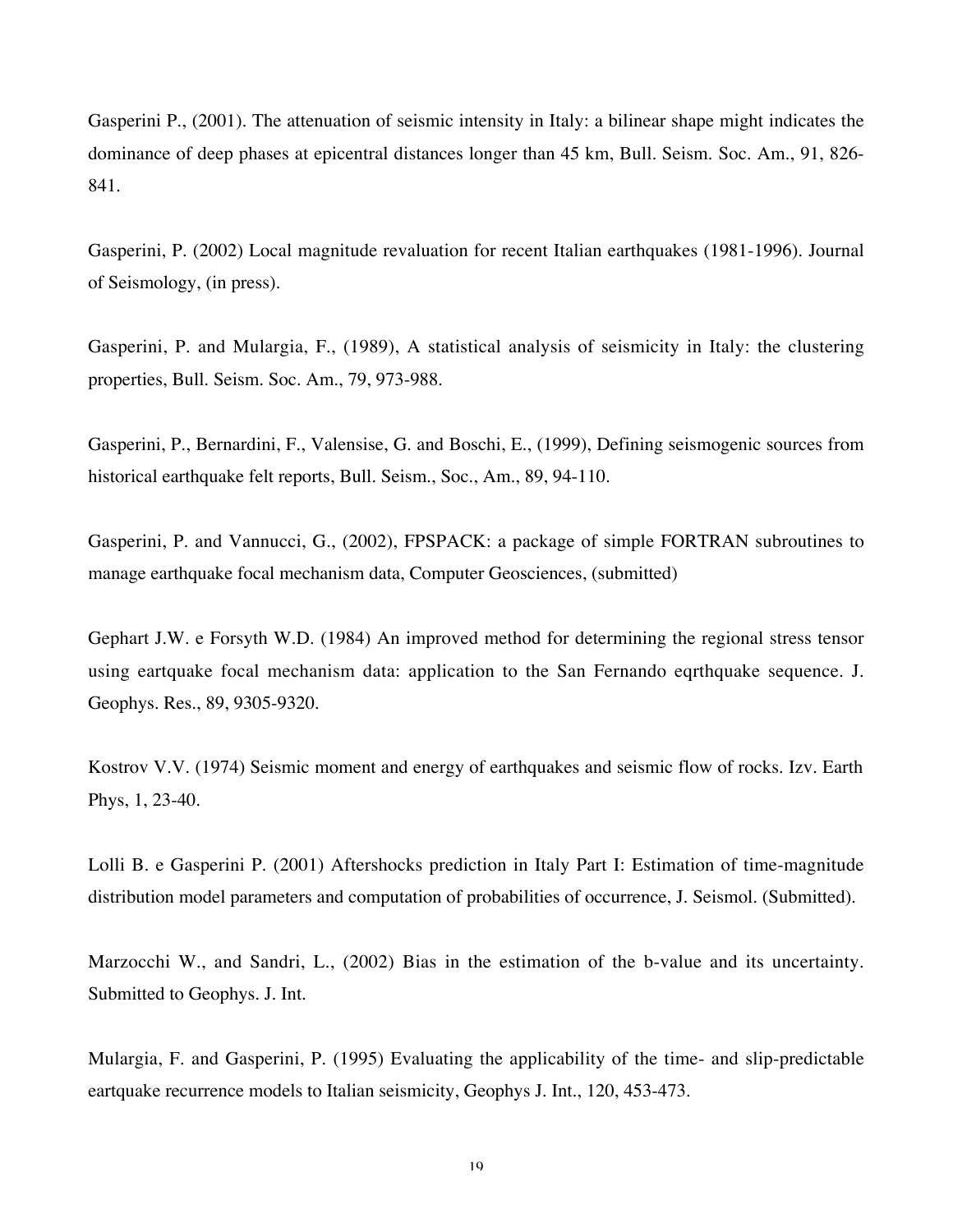Gasperini P., (2001). The attenuation of seismic intensity in Italy: a bilinear shape might indicates the dominance of deep phases at epicentral distances longer than 45 km, Bull. Seism. Soc. Am., 91, 826-841.

Gasperini, P. (2002) Local magnitude revaluation for recent Italian earthquakes (1981-1996). Journal of Seismology, (in press).

Gasperini, P. and Mulargia, F., (1989), A statistical analysis of seismicity in Italy: the clustering properties, Bull. Seism. Soc. Am., 79, 973-988.

Gasperini, P., Bernardini, F., Valensise, G. and Boschi, E., (1999), Defining seismogenic sources from historical earthquake felt reports, Bull. Seism., Soc., Am., 89, 94-110.

Gasperini, P. and Vannucci, G., (2002), FPSPACK: a package of simple FORTRAN subroutines to manage earthquake focal mechanism data, Computer Geosciences, (submitted)

Gephart J.W. e Forsyth W.D. (1984) An improved method for determining the regional stress tensor using eartquake focal mechanism data: application to the San Fernando eqrthquake sequence. J. Geophys. Res., 89, 9305-9320.

Kostrov V.V. (1974) Seismic moment and energy of earthquakes and seismic flow of rocks. Izv. Earth Phys, 1, 23-40.

Lolli B. e Gasperini P. (2001) Aftershocks prediction in Italy Part I: Estimation of time-magnitude distribution model parameters and computation of probabilities of occurrence, J. Seismol. (Submitted).

Marzocchi W., and Sandri, L., (2002) Bias in the estimation of the b-value and its uncertainty. Submitted to Geophys. J. Int.

Mulargia, F. and Gasperini, P. (1995) Evaluating the applicability of the time- and slip-predictable eartquake recurrence models to Italian seismicity, Geophys J. Int., 120, 453-473.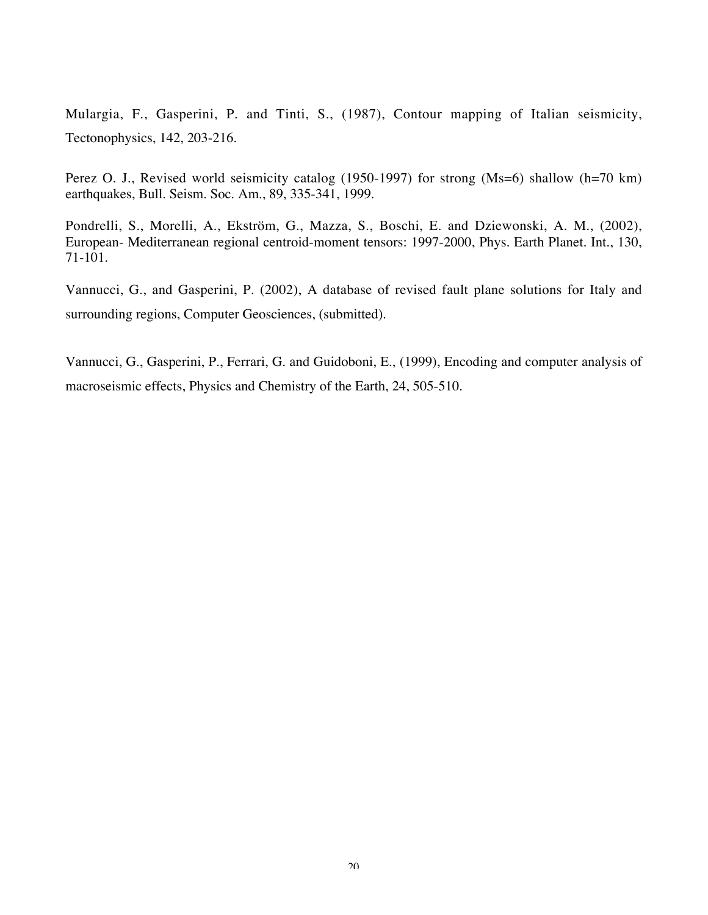Mulargia, F., Gasperini, P. and Tinti, S., (1987), Contour mapping of Italian seismicity, Tectonophysics, 142, 203-216.

Perez O. J., Revised world seismicity catalog (1950-1997) for strong (Ms=6) shallow (h=70 km) earthquakes, Bull. Seism. Soc. Am., 89, 335-341, 1999.

Pondrelli, S., Morelli, A., Ekström, G., Mazza, S., Boschi, E. and Dziewonski, A. M., (2002), European- Mediterranean regional centroid-moment tensors: 1997-2000, Phys. Earth Planet. Int., 130, 71-101.

Vannucci, G., and Gasperini, P. (2002), A database of revised fault plane solutions for Italy and surrounding regions, Computer Geosciences, (submitted).

Vannucci, G., Gasperini, P., Ferrari, G. and Guidoboni, E., (1999), Encoding and computer analysis of macroseismic effects, Physics and Chemistry of the Earth, 24, 505-510.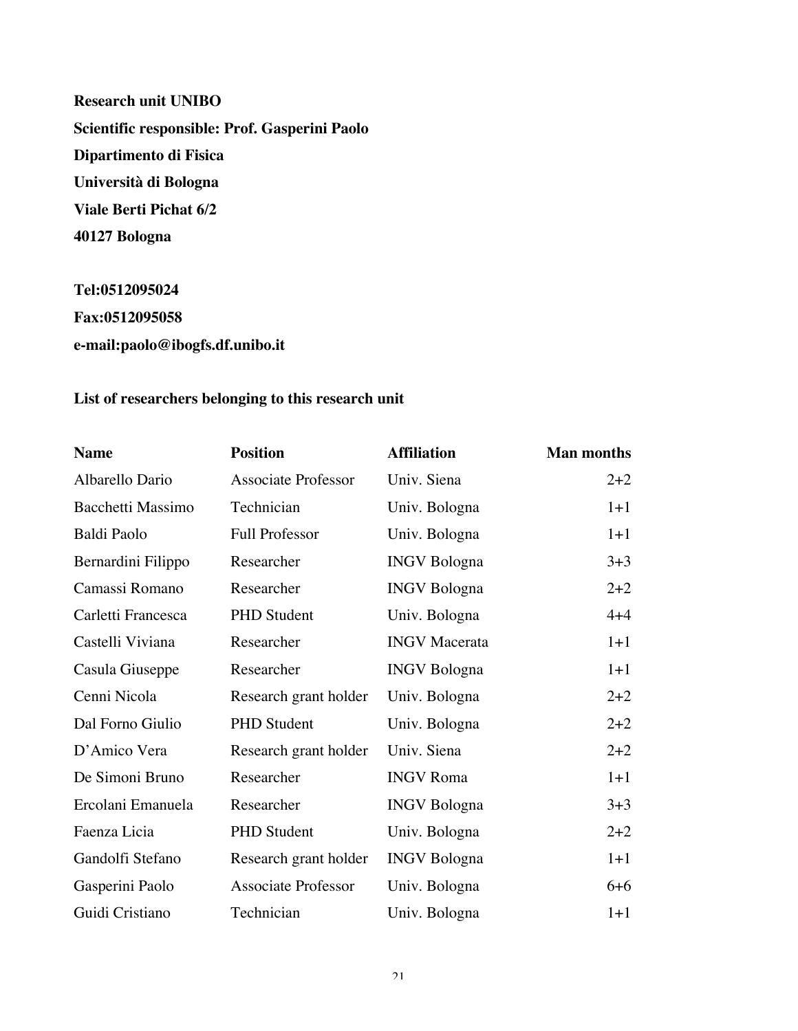**Research unit UNIBO**

**Scientific responsible: Prof. Gasperini Paolo**

**Dipartimento di Fisica**

**Università di Bologna**

**Viale Berti Pichat 6/2**

**40127 Bologna**

**Tel:0512095024**

**Fax:0512095058**

**e-mail:paolo@ibogfs.df.unibo.it**

**List of researchers belonging to this research unit**

| Name | Position | Affiliation | Man months |
|---|---|---|---:|
| Albarello Dario | Associate Professor | Univ. Siena | 2+2 |
| Bacchetti Massimo | Technician | Univ. Bologna | 1+1 |
| Baldi Paolo | Full Professor | Univ. Bologna | 1+1 |
| Bernardini Filippo | Researcher | INGV Bologna | 3+3 |
| Camassi Romano | Researcher | INGV Bologna | 2+2 |
| Carletti Francesca | PHD Student | Univ. Bologna | 4+4 |
| Castelli Viviana | Researcher | INGV Macerata | 1+1 |
| Casula Giuseppe | Researcher | INGV Bologna | 1+1 |
| Cenni Nicola | Research grant holder | Univ. Bologna | 2+2 |
| Dal Forno Giulio | PHD Student | Univ. Bologna | 2+2 |
| D'Amico Vera | Research grant holder | Univ. Siena | 2+2 |
| De Simoni Bruno | Researcher | INGV Roma | 1+1 |
| Ercolani Emanuela | Researcher | INGV Bologna | 3+3 |
| Faenza Licia | PHD Student | Univ. Bologna | 2+2 |
| Gandolfi Stefano | Research grant holder | INGV Bologna | 1+1 |
| Gasperini Paolo | Associate Professor | Univ. Bologna | 6+6 |
| Guidi Cristiano | Technician | Univ. Bologna | 1+1 |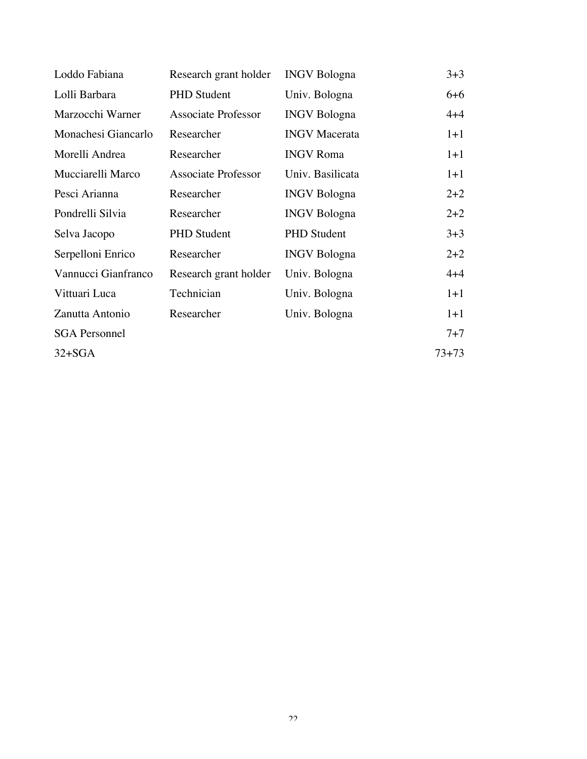| | | | |
|---|---|---|---|
| Loddo Fabiana | Research grant holder | INGV Bologna | 3+3 |
| Lolli Barbara | PHD Student | Univ. Bologna | 6+6 |
| Marzocchi Warner | Associate Professor | INGV Bologna | 4+4 |
| Monachesi Giancarlo | Researcher | INGV Macerata | 1+1 |
| Morelli Andrea | Researcher | INGV Roma | 1+1 |
| Mucciarelli Marco | Associate Professor | Univ. Basilicata | 1+1 |
| Pesci Arianna | Researcher | INGV Bologna | 2+2 |
| Pondrelli Silvia | Researcher | INGV Bologna | 2+2 |
| Selva Jacopo | PHD Student | PHD Student | 3+3 |
| Serpelloni Enrico | Researcher | INGV Bologna | 2+2 |
| Vannucci Gianfranco | Research grant holder | Univ. Bologna | 4+4 |
| Vittuari Luca | Technician | Univ. Bologna | 1+1 |
| Zanutta Antonio | Researcher | Univ. Bologna | 1+1 |
| SGA Personnel | | | 7+7 |
| 32+SGA | | | 73+73 |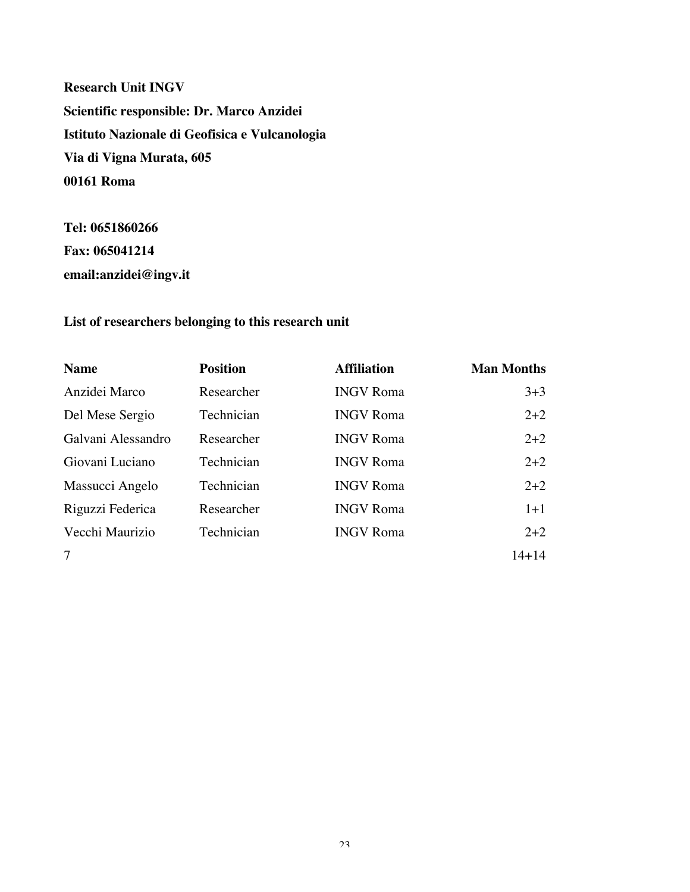**Research Unit INGV**

**Scientific responsible: Dr. Marco Anzidei**

**Istituto Nazionale di Geofisica e Vulcanologia**

**Via di Vigna Murata, 605**

**00161 Roma**

**Tel: 0651860266**

**Fax: 065041214**

**email:anzidei@ingv.it**

**List of researchers belonging to this research unit**

| Name | Position | Affiliation | Man Months |
|---|---|---|---|
| Anzidei Marco | Researcher | INGV Roma | 3+3 |
| Del Mese Sergio | Technician | INGV Roma | 2+2 |
| Galvani Alessandro | Researcher | INGV Roma | 2+2 |
| Giovani Luciano | Technician | INGV Roma | 2+2 |
| Massucci Angelo | Technician | INGV Roma | 2+2 |
| Riguzzi Federica | Researcher | INGV Roma | 1+1 |
| Vecchi Maurizio | Technician | INGV Roma | 2+2 |
| 7 | | | 14+14 |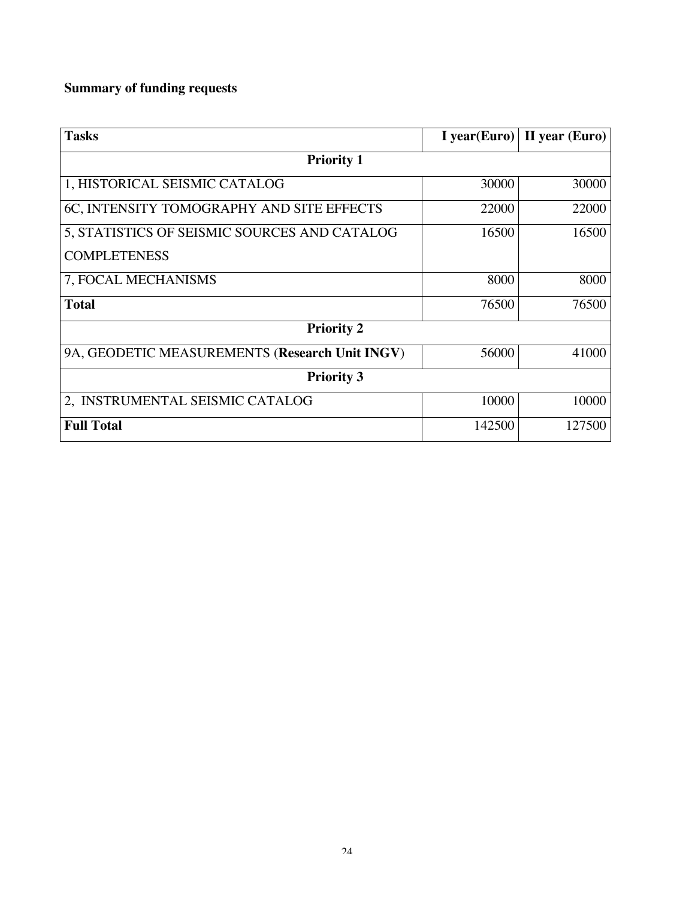**Summary of funding requests**

| **Tasks** | **I year(Euro)** | **II year (Euro)** |
|---|---|---|
| **Priority 1** | | |
| 1, HISTORICAL SEISMIC CATALOG | 30000 | 30000 |
| 6C, INTENSITY TOMOGRAPHY AND SITE EFFECTS | 22000 | 22000 |
| 5, STATISTICS OF SEISMIC SOURCES AND CATALOG COMPLETENESS | 16500 | 16500 |
| 7, FOCAL MECHANISMS | 8000 | 8000 |
| **Total** | 76500 | 76500 |
| **Priority 2** | | |
| 9A, GEODETIC MEASUREMENTS (**Research Unit INGV**) | 56000 | 41000 |
| **Priority 3** | | |
| 2, INSTRUMENTAL SEISMIC CATALOG | 10000 | 10000 |
| **Full Total** | 142500 | 127500 |